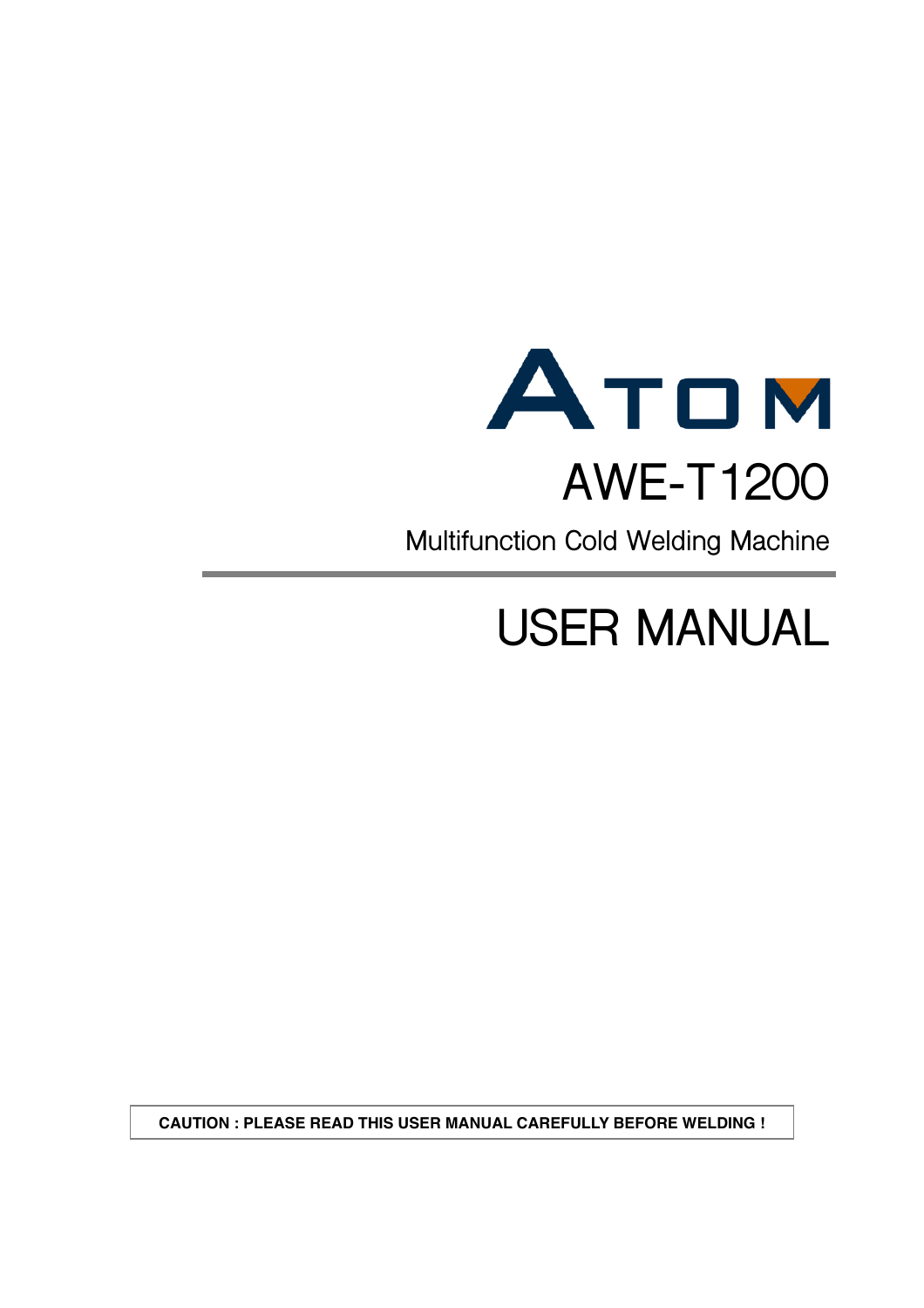# ATOM

# AWE-T1200

Multifunction Cold Welding Machine

# USER MANUAL

**CAUTION : PLEASE READ THIS USER MANUAL CAREFULLY BEFORE WELDING !**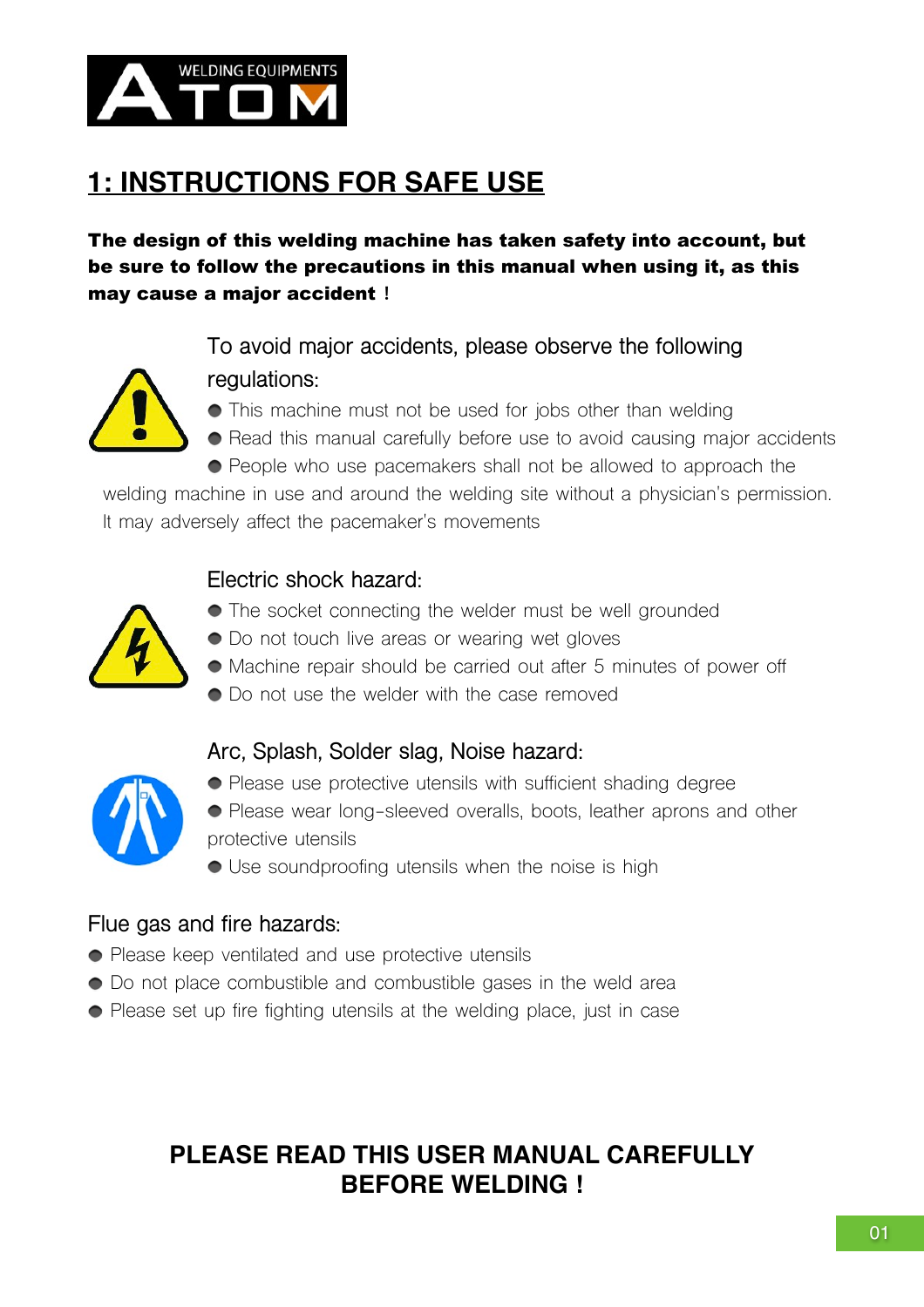WELDING EQUIPMENTS ATOM

# 1: INSTRUCTIONS FOR SAFE USE

**The design of this welding machine has taken safety into account, but be sure to follow the precautions in this manual when using it, as this may cause a major accident！**

To avoid major accidents, please observe the following regulations:

- This machine must not be used for jobs other than welding
- Read this manual carefully before use to avoid causing major accidents
- People who use pacemakers shall not be allowed to approach the welding machine in use and around the welding site without a physician's permission. It may adversely affect the pacemaker's movements

Electric shock hazard:

- The socket connecting the welder must be well grounded
- Do not touch live areas or wearing wet gloves
- Machine repair should be carried out after 5 minutes of power off
- Do not use the welder with the case removed

Arc, Splash, Solder slag, Noise hazard:

- Please use protective utensils with sufficient shading degree
- Please wear long-sleeved overalls, boots, leather aprons and other protective utensils
- Use soundproofing utensils when the noise is high

Flue gas and fire hazards:

- Please keep ventilated and use protective utensils
- Do not place combustible and combustible gases in the weld area
- Please set up fire fighting utensils at the welding place, just in case

**PLEASE READ THIS USER MANUAL CAREFULLY BEFORE WELDING !**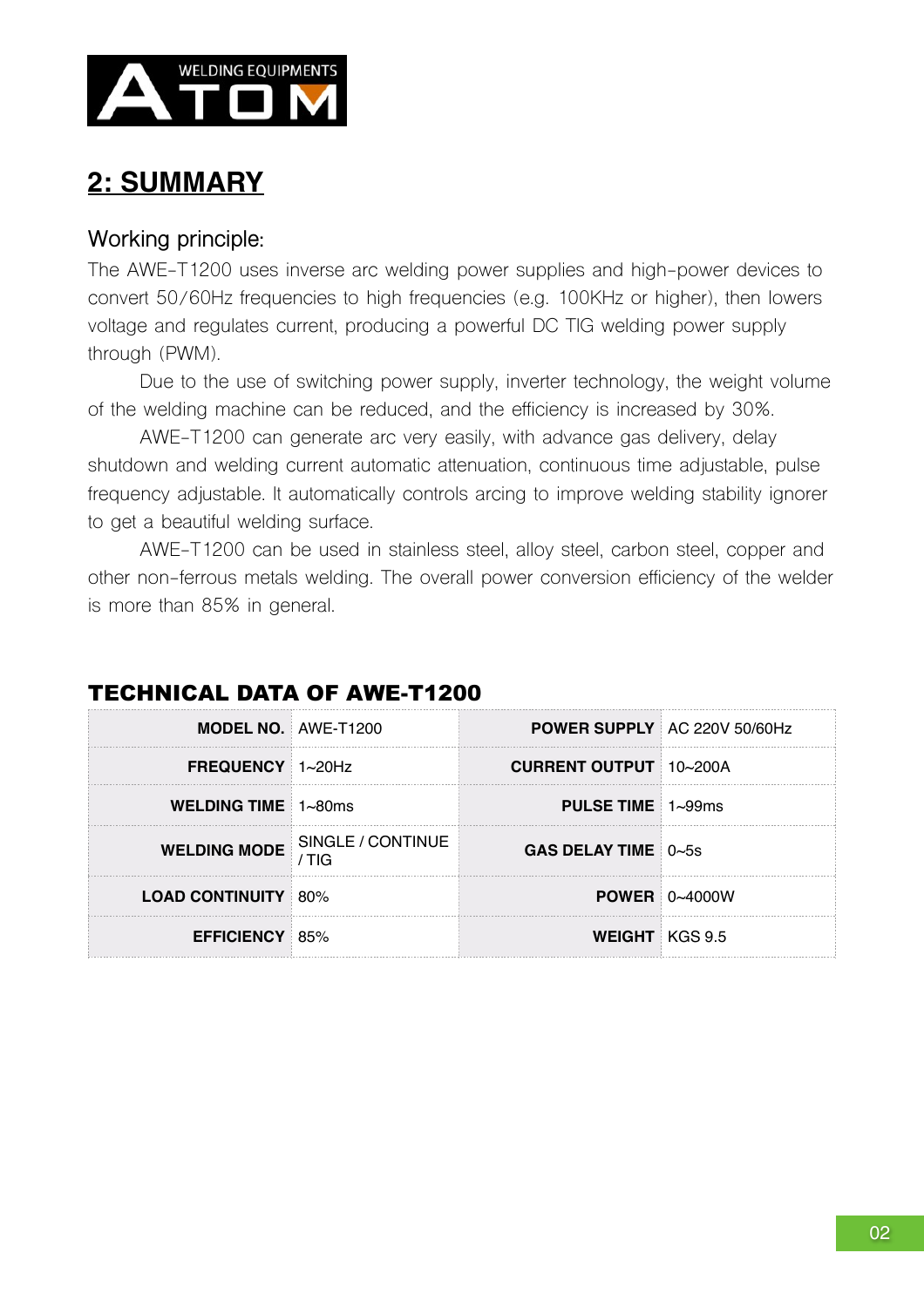## 2: SUMMARY

### Working principle:

The AWE-T1200 uses inverse arc welding power supplies and high-power devices to convert 50/60Hz frequencies to high frequencies (e.g. 100KHz or higher), then lowers voltage and regulates current, producing a powerful DC TIG welding power supply through (PWM).

Due to the use of switching power supply, inverter technology, the weight volume of the welding machine can be reduced, and the efficiency is increased by 30%.

AWE-T1200 can generate arc very easily, with advance gas delivery, delay shutdown and welding current automatic attenuation, continuous time adjustable, pulse frequency adjustable. It automatically controls arcing to improve welding stability ignorer to get a beautiful welding surface.

AWE-T1200 can be used in stainless steel, alloy steel, carbon steel, copper and other non-ferrous metals welding. The overall power conversion efficiency of the welder is more than 85% in general.

### TECHNICAL DATA OF AWE-T1200

| | | | |
|---|---|---|---|
| **MODEL NO.** | AWE-T1200 | **POWER SUPPLY** | AC 220V 50/60Hz |
| **FREQUENCY** | 1~20Hz | **CURRENT OUTPUT** | 10~200A |
| **WELDING TIME** | 1~80ms | **PULSE TIME** | 1~99ms |
| **WELDING MODE** | SINGLE / CONTINUE / TIG | **GAS DELAY TIME** | 0~5s |
| **LOAD CONTINUITY** | 80% | **POWER** | 0~4000W |
| **EFFICIENCY** | 85% | **WEIGHT** | KGS 9.5 |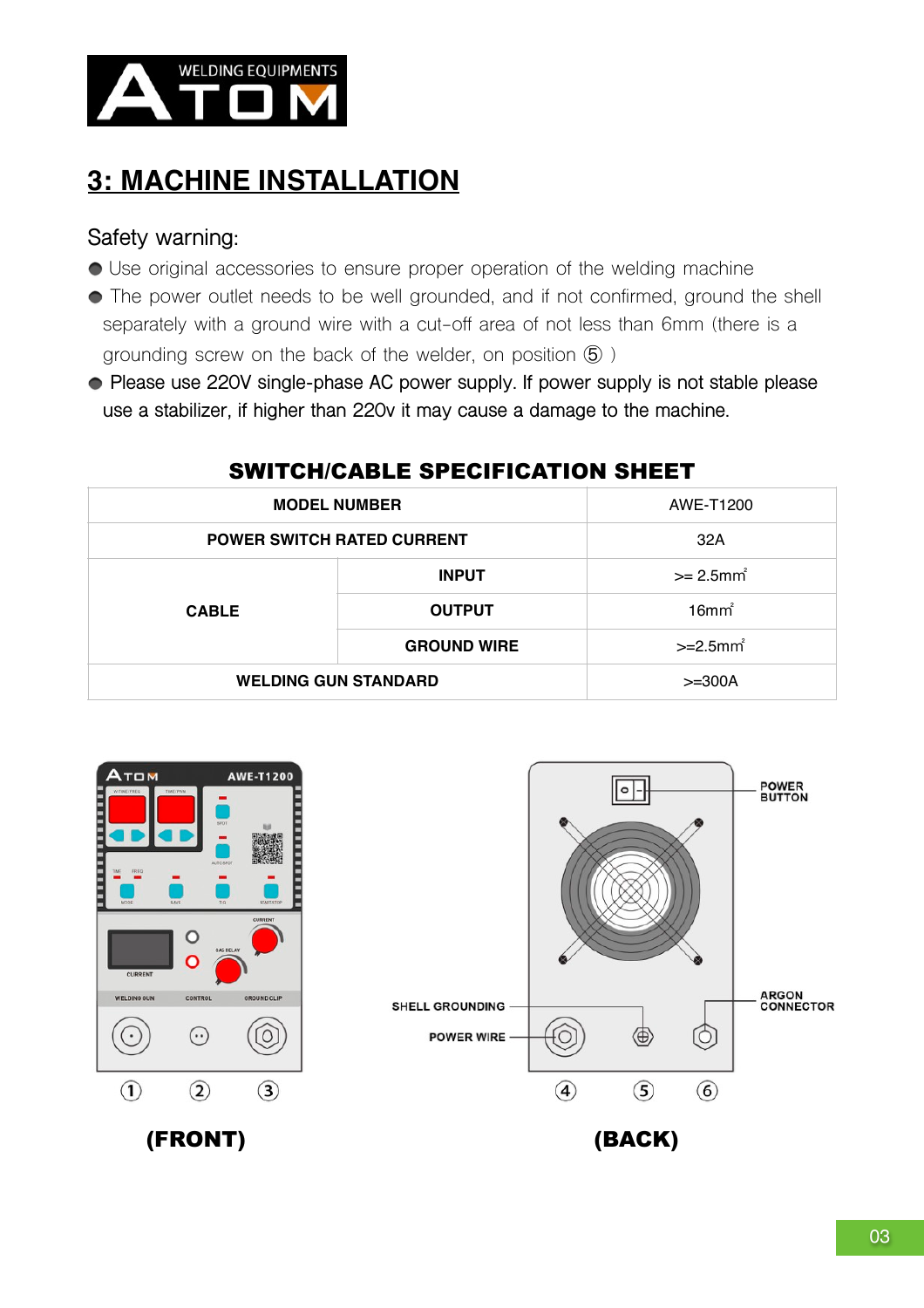## 3: MACHINE INSTALLATION

Safety warning:

- Use original accessories to ensure proper operation of the welding machine
- The power outlet needs to be well grounded, and if not confirmed, ground the shell separately with a ground wire with a cut-off area of not less than 6mm (there is a grounding screw on the back of the welder, on position ⑤ )
- Please use 220V single-phase AC power supply. If power supply is not stable please use a stabilizer, if higher than 220v it may cause a damage to the machine.

### SWITCH/CABLE SPECIFICATION SHEET

| MODEL NUMBER | | AWE-T1200 |
|---|---|---|
| POWER SWITCH RATED CURRENT | | 32A |
| CABLE | INPUT | >= $2.5mm^2$ |
| | OUTPUT | $16mm^2$ |
| | GROUND WIRE | >= $2.5mm^2$ |
| WELDING GUN STANDARD | | >=300A |

ATOM AWE-T1200

WELDING GUN CONTROL GROUND CLIP

① ② ③

**(FRONT)**

POWER BUTTON

SHELL GROUNDING

POWER WIRE

ARGON CONNECTOR

④ ⑤ ⑥

**(BACK)**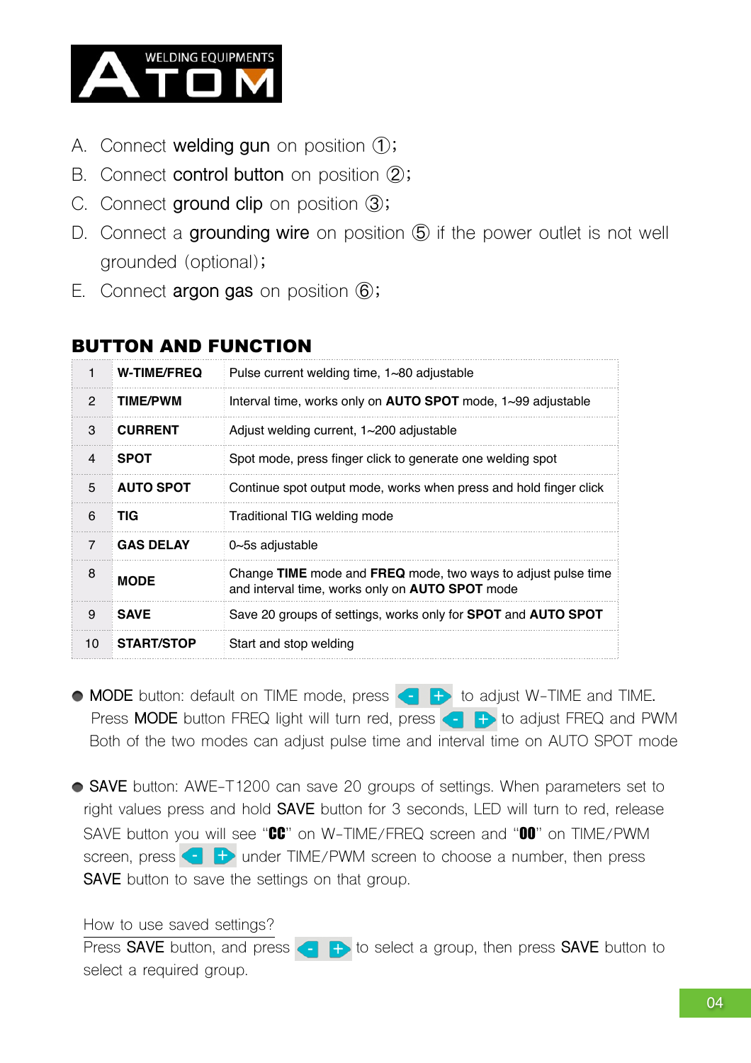A. Connect **welding gun** on position ①;
B. Connect **control button** on position ②;
C. Connect **ground clip** on position ③;
D. Connect a **grounding wire** on position ⑤ if the power outlet is not well grounded (optional);
E. Connect **argon gas** on position ⑥;

## BUTTON AND FUNCTION

| | | |
|---|---|---|
| 1 | **W-TIME/FREQ** | Pulse current welding time, 1~80 adjustable |
| 2 | **TIME/PWM** | Interval time, works only on **AUTO SPOT** mode, 1~99 adjustable |
| 3 | **CURRENT** | Adjust welding current, 1~200 adjustable |
| 4 | **SPOT** | Spot mode, press finger click to generate one welding spot |
| 5 | **AUTO SPOT** | Continue spot output mode, works when press and hold finger click |
| 6 | **TIG** | Traditional TIG welding mode |
| 7 | **GAS DELAY** | 0~5s adjustable |
| 8 | **MODE** | Change **TIME** mode and **FREQ** mode, two ways to adjust pulse time and interval time, works only on **AUTO SPOT** mode |
| 9 | **SAVE** | Save 20 groups of settings, works only for **SPOT** and **AUTO SPOT** |
| 10 | **START/STOP** | Start and stop welding |

- MODE button: default on TIME mode, press - + to adjust W-TIME and TIME. Press MODE button FREQ light will turn red, press - + to adjust FREQ and PWM Both of the two modes can adjust pulse time and interval time on AUTO SPOT mode

- SAVE button: AWE-T1200 can save 20 groups of settings. When parameters set to right values press and hold SAVE button for 3 seconds, LED will turn to red, release SAVE button you will see "**CC**" on W-TIME/FREQ screen and "**00**" on TIME/PWM screen, press - + under TIME/PWM screen to choose a number, then press SAVE button to save the settings on that group.

How to use saved settings?
Press SAVE button, and press - + to select a group, then press SAVE button to select a required group.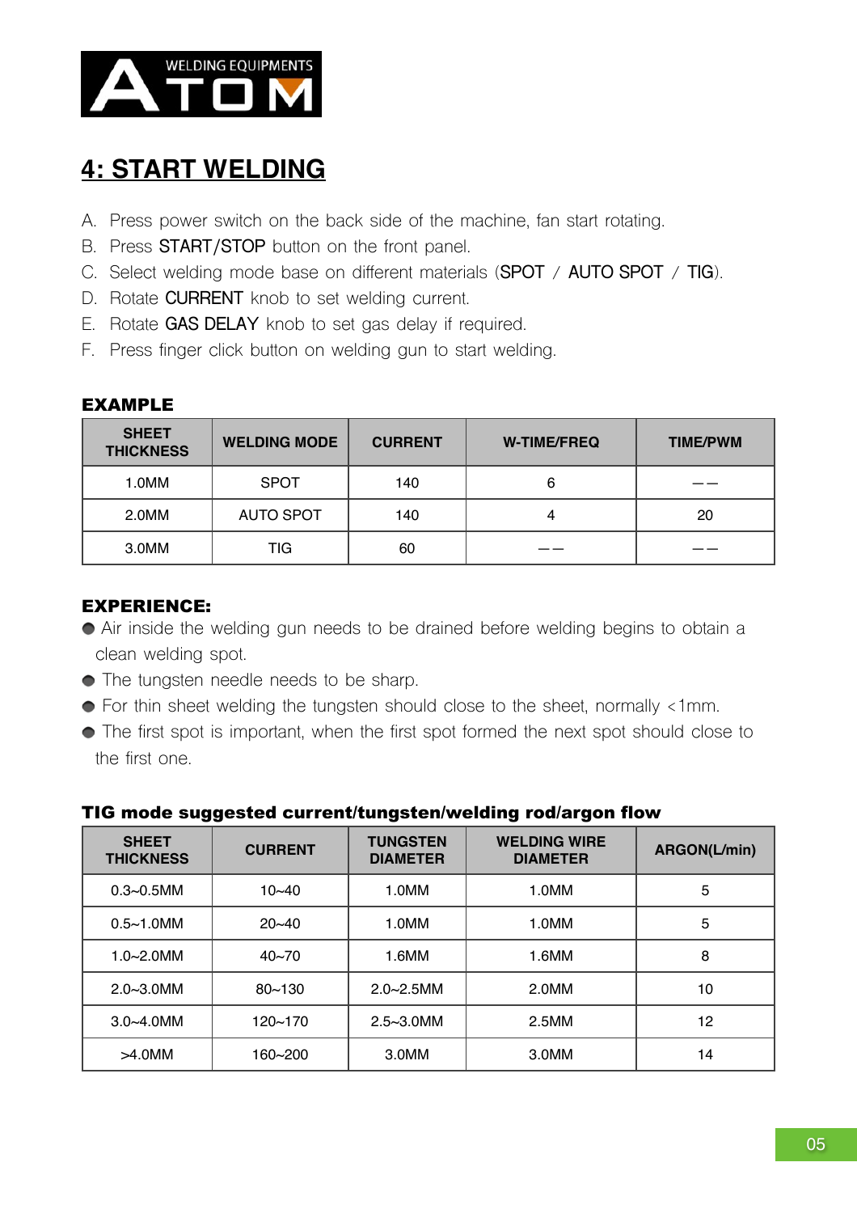## 4: START WELDING

A. Press power switch on the back side of the machine, fan start rotating.
B. Press START/STOP button on the front panel.
C. Select welding mode base on different materials (SPOT / AUTO SPOT / TIG).
D. Rotate CURRENT knob to set welding current.
E. Rotate GAS DELAY knob to set gas delay if required.
F. Press finger click button on welding gun to start welding.

### EXAMPLE

| SHEET THICKNESS | WELDING MODE | CURRENT | W-TIME/FREQ | TIME/PWM |
|---|---|---|---|---|
| 1.0MM | SPOT | 140 | 6 | —— |
| 2.0MM | AUTO SPOT | 140 | 4 | 20 |
| 3.0MM | TIG | 60 | —— | —— |

### EXPERIENCE:

- Air inside the welding gun needs to be drained before welding begins to obtain a clean welding spot.
- The tungsten needle needs to be sharp.
- For thin sheet welding the tungsten should close to the sheet, normally <1mm.
- The first spot is important, when the first spot formed the next spot should close to the first one.

### TIG mode suggested current/tungsten/welding rod/argon flow

| SHEET THICKNESS | CURRENT | TUNGSTEN DIAMETER | WELDING WIRE DIAMETER | ARGON(L/min) |
|---|---|---|---|---|
| 0.3~0.5MM | 10~40 | 1.0MM | 1.0MM | 5 |
| 0.5~1.0MM | 20~40 | 1.0MM | 1.0MM | 5 |
| 1.0~2.0MM | 40~70 | 1.6MM | 1.6MM | 8 |
| 2.0~3.0MM | 80~130 | 2.0~2.5MM | 2.0MM | 10 |
| 3.0~4.0MM | 120~170 | 2.5~3.0MM | 2.5MM | 12 |
| >4.0MM | 160~200 | 3.0MM | 3.0MM | 14 |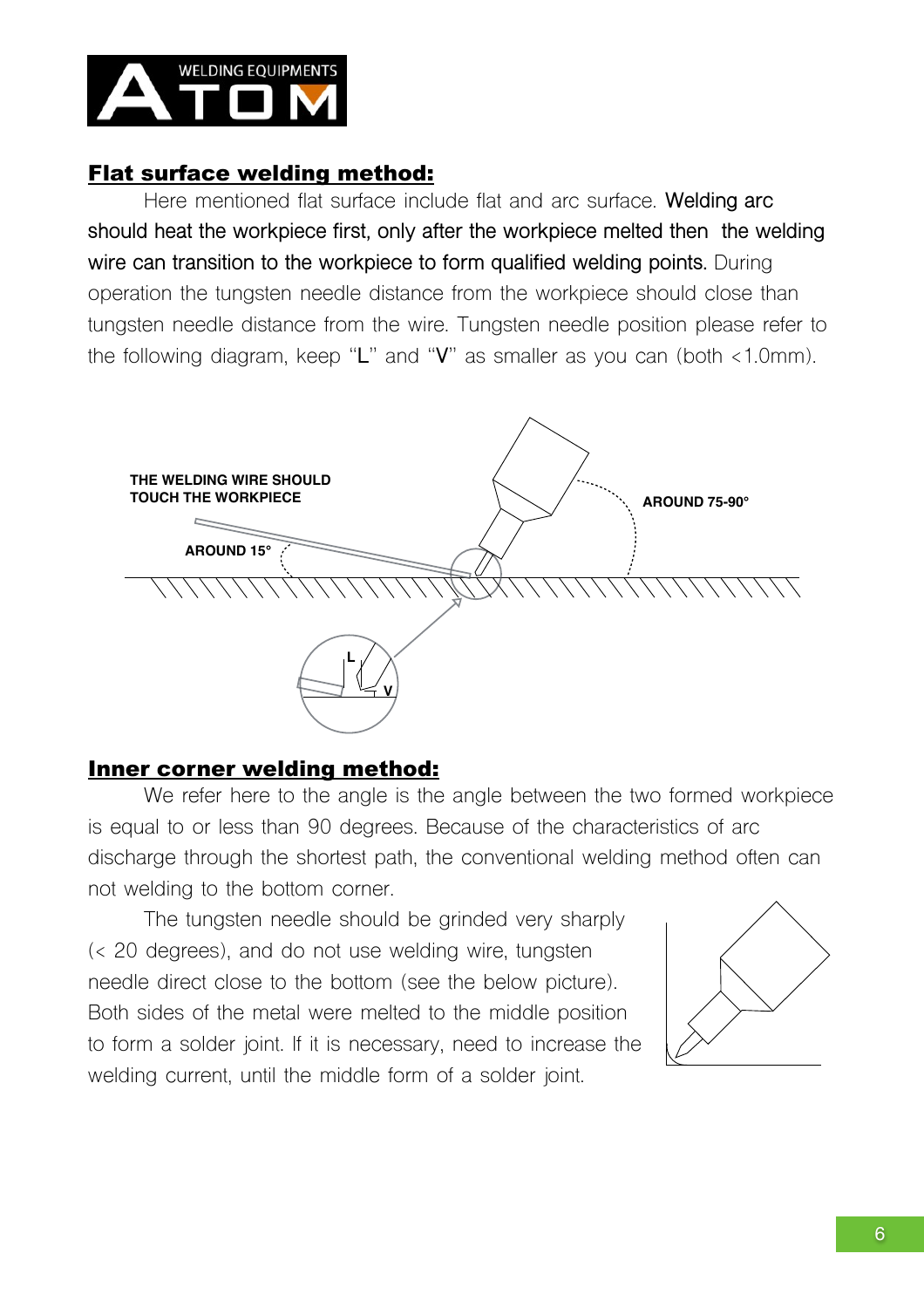## Flat surface welding method:

Here mentioned flat surface include flat and arc surface. **Welding arc should heat the workpiece first, only after the workpiece melted then the welding wire can transition to the workpiece to form qualified welding points.** During operation the tungsten needle distance from the workpiece should close than tungsten needle distance from the wire. Tungsten needle position please refer to the following diagram, keep "**L**" and "**V**" as smaller as you can (both <1.0mm).

THE WELDING WIRE SHOULD TOUCH THE WORKPIECE

AROUND 15°

AROUND 75-90°

L

V

## Inner corner welding method:

We refer here to the angle is the angle between the two formed workpiece is equal to or less than 90 degrees. Because of the characteristics of arc discharge through the shortest path, the conventional welding method often can not welding to the bottom corner.

The tungsten needle should be grinded very sharply (< 20 degrees), and do not use welding wire, tungsten needle direct close to the bottom (see the below picture). Both sides of the metal were melted to the middle position to form a solder joint. If it is necessary, need to increase the welding current, until the middle form of a solder joint.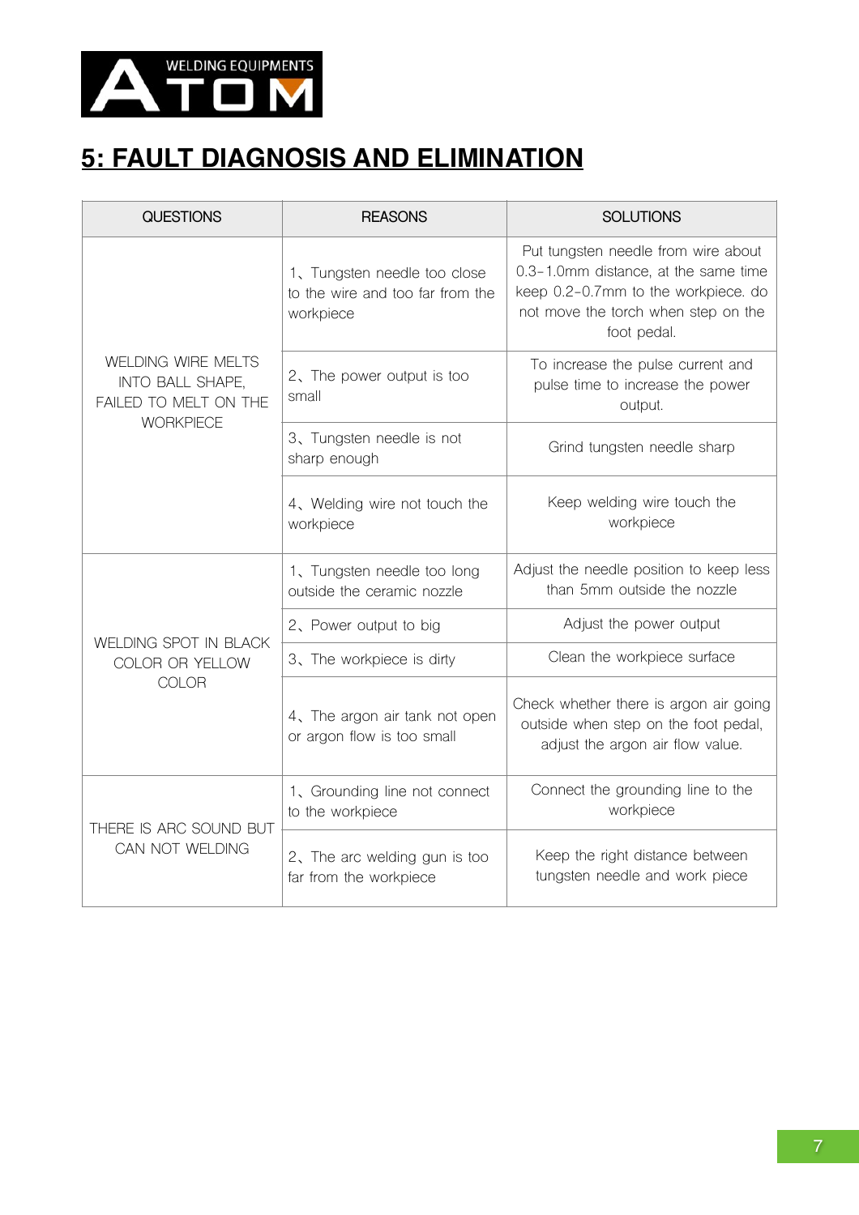## 5: FAULT DIAGNOSIS AND ELIMINATION

| QUESTIONS | REASONS | SOLUTIONS |
|---|---|---|
| WELDING WIRE MELTS INTO BALL SHAPE, FAILED TO MELT ON THE WORKPIECE | 1、Tungsten needle too close to the wire and too far from the workpiece | Put tungsten needle from wire about 0.3-1.0mm distance, at the same time keep 0.2-0.7mm to the workpiece. do not move the torch when step on the foot pedal. |
| | 2、The power output is too small | To increase the pulse current and pulse time to increase the power output. |
| | 3、Tungsten needle is not sharp enough | Grind tungsten needle sharp |
| | 4、Welding wire not touch the workpiece | Keep welding wire touch the workpiece |
| WELDING SPOT IN BLACK COLOR OR YELLOW COLOR | 1、Tungsten needle too long outside the ceramic nozzle | Adjust the needle position to keep less than 5mm outside the nozzle |
| | 2、Power output to big | Adjust the power output |
| | 3、The workpiece is dirty | Clean the workpiece surface |
| | 4、The argon air tank not open or argon flow is too small | Check whether there is argon air going outside when step on the foot pedal, adjust the argon air flow value. |
| THERE IS ARC SOUND BUT CAN NOT WELDING | 1、Grounding line not connect to the workpiece | Connect the grounding line to the workpiece |
| | 2、The arc welding gun is too far from the workpiece | Keep the right distance between tungsten needle and work piece |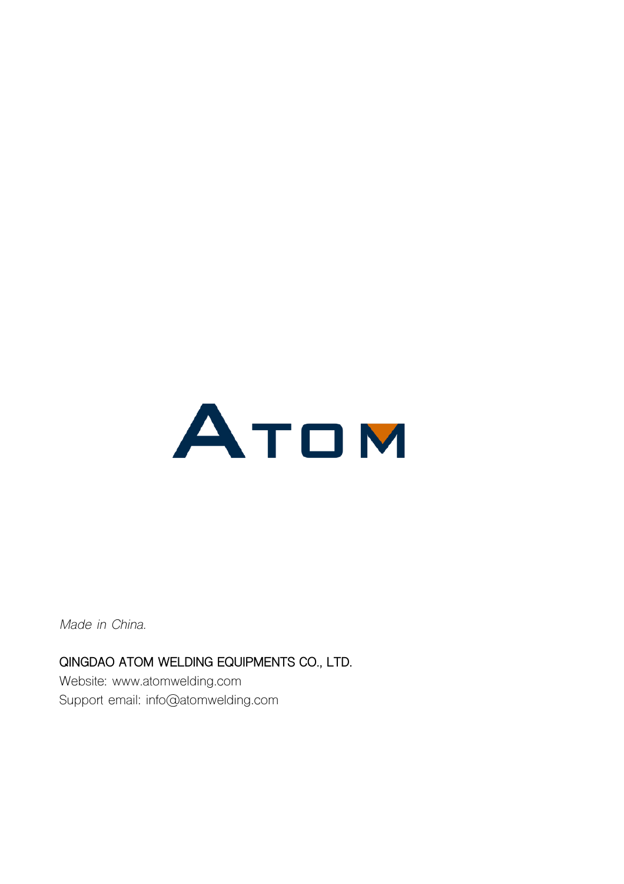ATOM

*Made in China.*

**QINGDAO ATOM WELDING EQUIPMENTS CO., LTD.**

Website: www.atomwelding.com

Support email: info@atomwelding.com